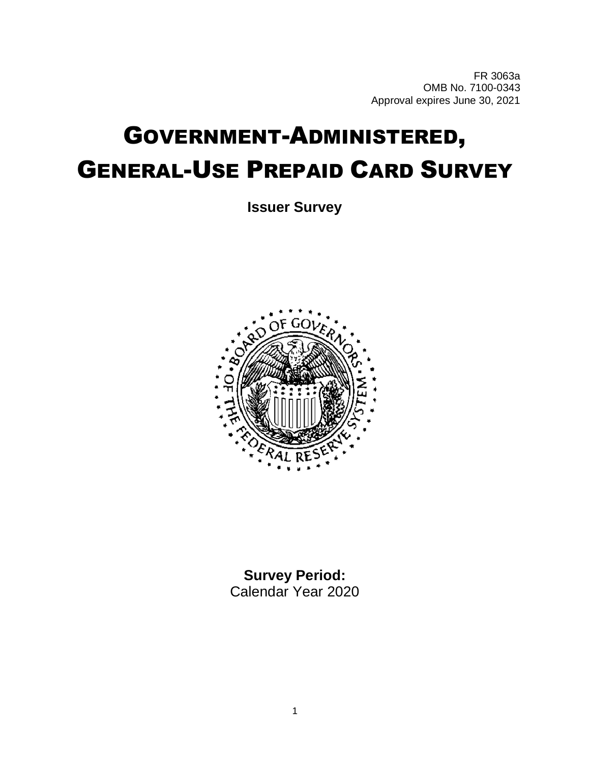FR 3063a
OMB No. 7100-0343
Approval expires June 30, 2021

# Government-Administered, General-Use Prepaid Card Survey

**Issuer Survey**

**Survey Period:**
Calendar Year 2020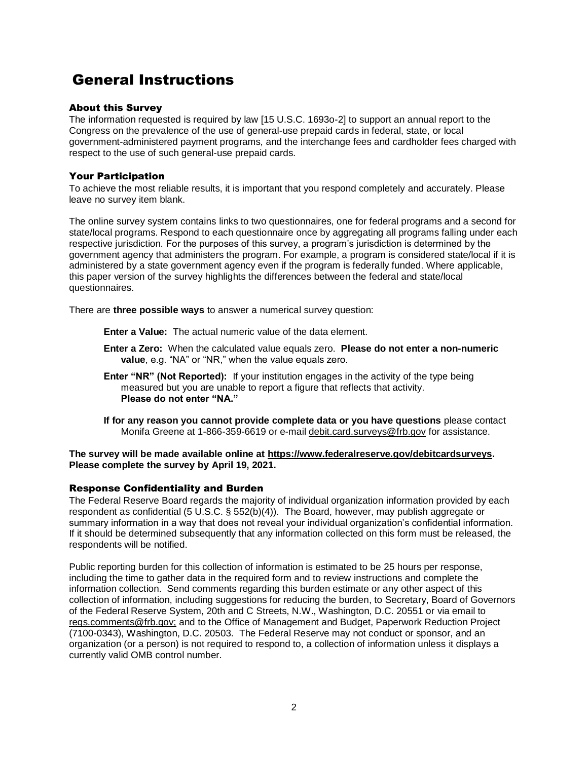# General Instructions

### About this Survey

The information requested is required by law [15 U.S.C. 1693o-2] to support an annual report to the Congress on the prevalence of the use of general-use prepaid cards in federal, state, or local government-administered payment programs, and the interchange fees and cardholder fees charged with respect to the use of such general-use prepaid cards.

### Your Participation

To achieve the most reliable results, it is important that you respond completely and accurately. Please leave no survey item blank.

The online survey system contains links to two questionnaires, one for federal programs and a second for state/local programs. Respond to each questionnaire once by aggregating all programs falling under each respective jurisdiction. For the purposes of this survey, a program's jurisdiction is determined by the government agency that administers the program. For example, a program is considered state/local if it is administered by a state government agency even if the program is federally funded. Where applicable, this paper version of the survey highlights the differences between the federal and state/local questionnaires.

There are **three possible ways** to answer a numerical survey question:

**Enter a Value:** The actual numeric value of the data element.

**Enter a Zero:** When the calculated value equals zero. **Please do not enter a non-numeric value**, e.g. "NA" or "NR," when the value equals zero.

**Enter "NR" (Not Reported):** If your institution engages in the activity of the type being measured but you are unable to report a figure that reflects that activity. **Please do not enter "NA."**

**If for any reason you cannot provide complete data or you have questions** please contact Monifa Greene at 1-866-359-6619 or e-mail debit.card.surveys@frb.gov for assistance.

**The survey will be made available online at https://www.federalreserve.gov/debitcardsurveys. Please complete the survey by April 19, 2021.**

### Response Confidentiality and Burden

The Federal Reserve Board regards the majority of individual organization information provided by each respondent as confidential (5 U.S.C. § 552(b)(4)). The Board, however, may publish aggregate or summary information in a way that does not reveal your individual organization's confidential information. If it should be determined subsequently that any information collected on this form must be released, the respondents will be notified.

Public reporting burden for this collection of information is estimated to be 25 hours per response, including the time to gather data in the required form and to review instructions and complete the information collection. Send comments regarding this burden estimate or any other aspect of this collection of information, including suggestions for reducing the burden, to Secretary, Board of Governors of the Federal Reserve System, 20th and C Streets, N.W., Washington, D.C. 20551 or via email to regs.comments@frb.gov; and to the Office of Management and Budget, Paperwork Reduction Project (7100-0343), Washington, D.C. 20503. The Federal Reserve may not conduct or sponsor, and an organization (or a person) is not required to respond to, a collection of information unless it displays a currently valid OMB control number.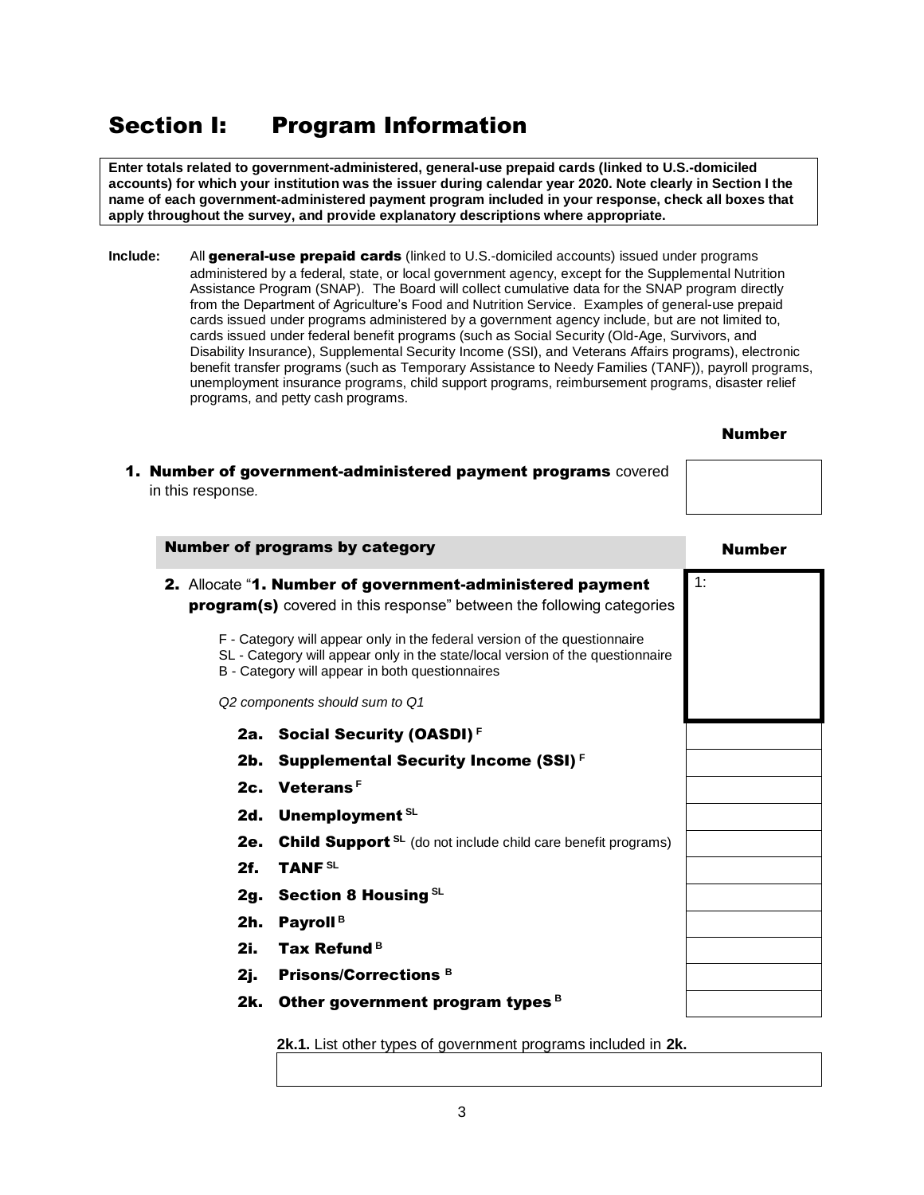# Section I: Program Information

**Enter totals related to government-administered, general-use prepaid cards (linked to U.S.-domiciled accounts) for which your institution was the issuer during calendar year 2020. Note clearly in Section I the name of each government-administered payment program included in your response, check all boxes that apply throughout the survey, and provide explanatory descriptions where appropriate.**

**Include:** All **general-use prepaid cards** (linked to U.S.-domiciled accounts) issued under programs administered by a federal, state, or local government agency, except for the Supplemental Nutrition Assistance Program (SNAP). The Board will collect cumulative data for the SNAP program directly from the Department of Agriculture's Food and Nutrition Service. Examples of general-use prepaid cards issued under programs administered by a government agency include, but are not limited to, cards issued under federal benefit programs (such as Social Security (Old-Age, Survivors, and Disability Insurance), Supplemental Security Income (SSI), and Veterans Affairs programs), electronic benefit transfer programs (such as Temporary Assistance to Needy Families (TANF)), payroll programs, unemployment insurance programs, child support programs, reimbursement programs, disaster relief programs, and petty cash programs.

| | Number |
|---|---|
| **1. Number of government-administered payment programs** covered in this response. | |

| Number of programs by category | Number |
|---|---|
| **2.** Allocate "**1. Number of government-administered payment program(s)** covered in this response" between the following categories<br><br>F - Category will appear only in the federal version of the questionnaire<br>SL - Category will appear only in the state/local version of the questionnaire<br>B - Category will appear in both questionnaires<br><br>*Q2 components should sum to Q1* | 1: |
| **2a. Social Security (OASDI)** [F] | |
| **2b. Supplemental Security Income (SSI)** [F] | |
| **2c. Veterans** [F] | |
| **2d. Unemployment** [SL] | |
| **2e. Child Support** [SL] (do not include child care benefit programs) | |
| **2f. TANF** [SL] | |
| **2g. Section 8 Housing** [SL] | |
| **2h. Payroll** [B] | |
| **2i. Tax Refund** [B] | |
| **2j. Prisons/Corrections** [B] | |
| **2k. Other government program types** [B] | |

**2k.1.** List other types of government programs included in **2k.**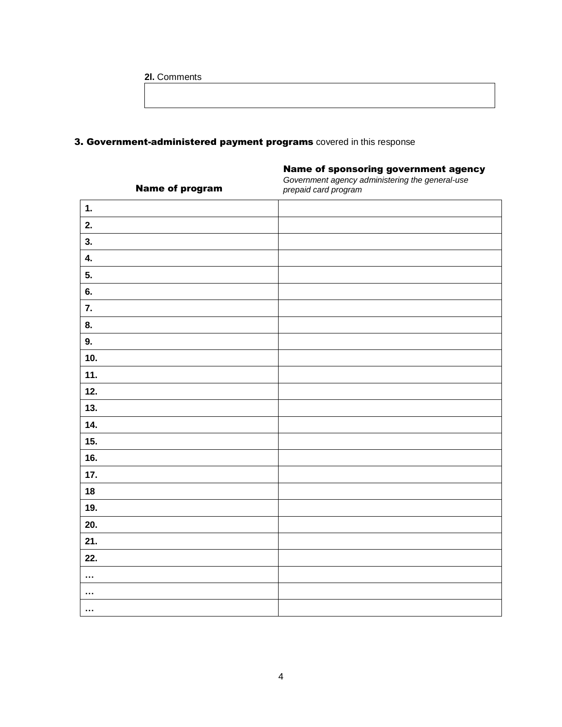**2l.** Comments

| |
|---|
| |

## 3. Government-administered payment programs covered in this response

| Name of program | **Name of sponsoring government agency** *Government agency administering the general-use prepaid card program* |
|---|---|
| **1.** | |
| **2.** | |
| **3.** | |
| **4.** | |
| **5.** | |
| **6.** | |
| **7.** | |
| **8.** | |
| **9.** | |
| **10.** | |
| **11.** | |
| **12.** | |
| **13.** | |
| **14.** | |
| **15.** | |
| **16.** | |
| **17.** | |
| **18** | |
| **19.** | |
| **20.** | |
| **21.** | |
| **22.** | |
| **…** | |
| **…** | |
| **…** | |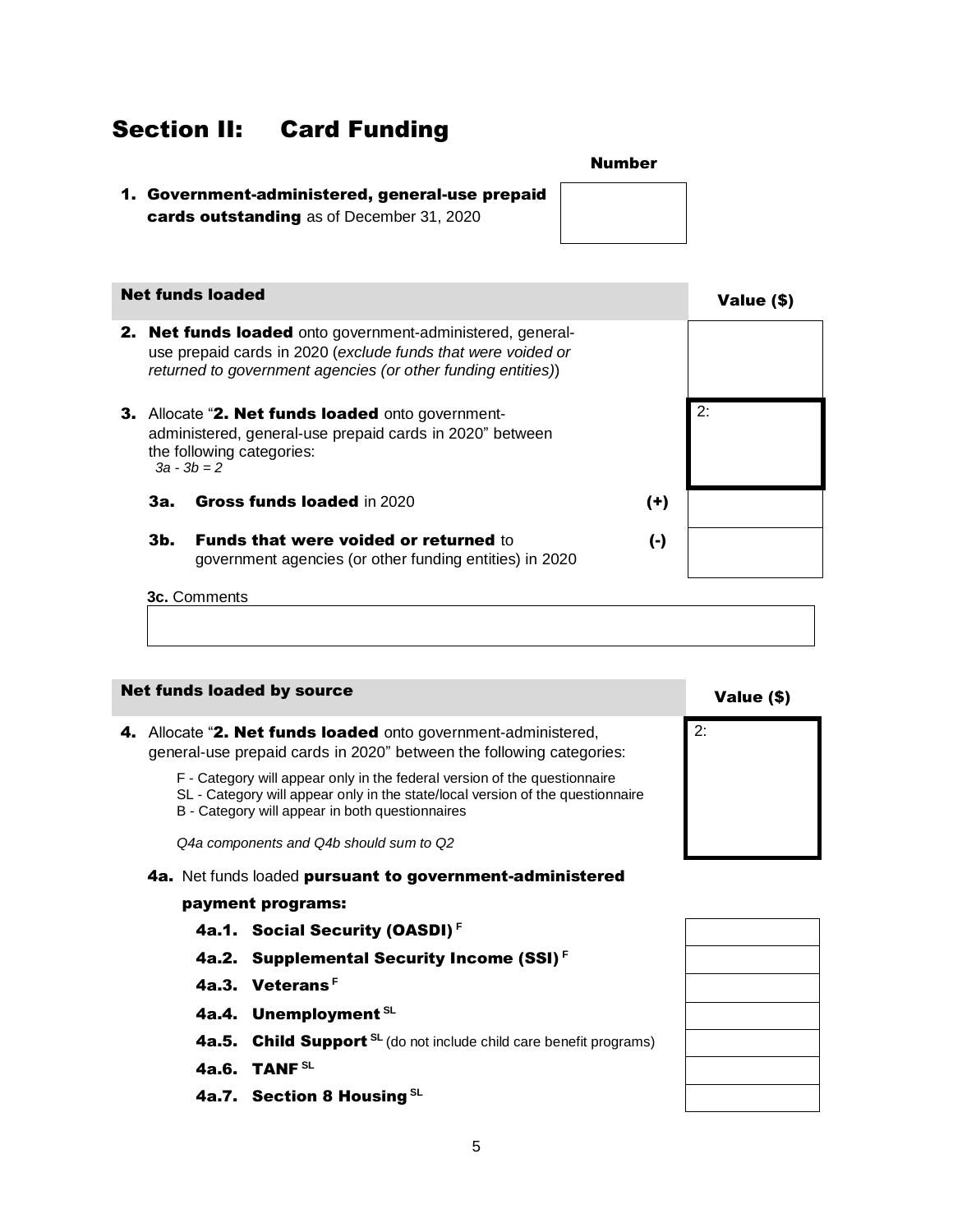## Section II: Card Funding

| | Number |
|---|---|
| **1. Government-administered, general-use prepaid cards outstanding** as of December 31, 2020 | |

| Net funds loaded | | Value ($) |
|---|---|---|
| **2. Net funds loaded** onto government-administered, general-use prepaid cards in 2020 (*exclude funds that were voided or returned to government agencies (or other funding entities)*) | | |
| **3.** Allocate "**2. Net funds loaded** onto government-administered, general-use prepaid cards in 2020" between the following categories: *3a - 3b = 2* | | 2: |
| **3a. Gross funds loaded** in 2020 | (+) | |
| **3b. Funds that were voided or returned** to government agencies (or other funding entities) in 2020 | (-) | |

**3c.** Comments

| Net funds loaded by source | Value ($) |
|---|---|
| **4.** Allocate "**2. Net funds loaded** onto government-administered, general-use prepaid cards in 2020" between the following categories: | 2: |

F - Category will appear only in the federal version of the questionnaire
SL - Category will appear only in the state/local version of the questionnaire
B - Category will appear in both questionnaires

*Q4a components and Q4b should sum to Q2*

**4a.** Net funds loaded **pursuant to government-administered payment programs:**

| | |
|---|---|
| **4a.1. Social Security (OASDI)** F | |
| **4a.2. Supplemental Security Income (SSI)** F | |
| **4a.3. Veterans** F | |
| **4a.4. Unemployment** SL | |
| **4a.5. Child Support** SL (do not include child care benefit programs) | |
| **4a.6. TANF** SL | |
| **4a.7. Section 8 Housing** SL | |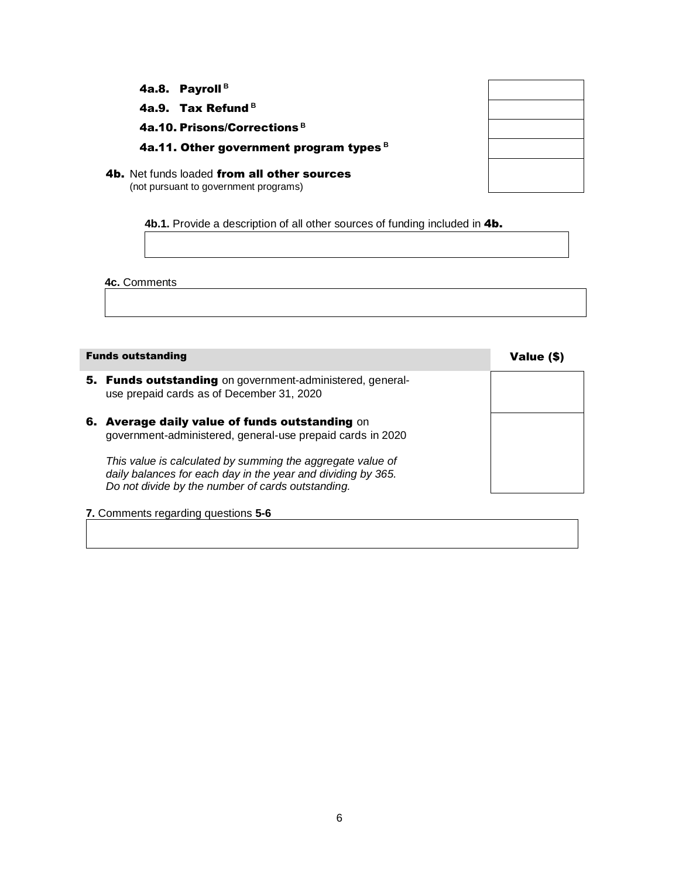| | |
|---|---|
| **4a.8. Payroll** [B] | |
| **4a.9. Tax Refund** [B] | |
| **4a.10. Prisons/Corrections** [B] | |
| **4a.11. Other government program types** [B] | |
| **4b.** Net funds loaded **from all other sources** (not pursuant to government programs) | |

**4b.1.** Provide a description of all other sources of funding included in **4b.**

| |
|---|
| |

**4c.** Comments

| |
|---|
| |

| Funds outstanding | Value ($) |
|---|---|
| **5. Funds outstanding** on government-administered, general-use prepaid cards as of December 31, 2020 | |
| **6. Average daily value of funds outstanding** on government-administered, general-use prepaid cards in 2020<br><br>*This value is calculated by summing the aggregate value of daily balances for each day in the year and dividing by 365. Do not divide by the number of cards outstanding.* | |

**7.** Comments regarding questions **5-6**

| |
|---|
| |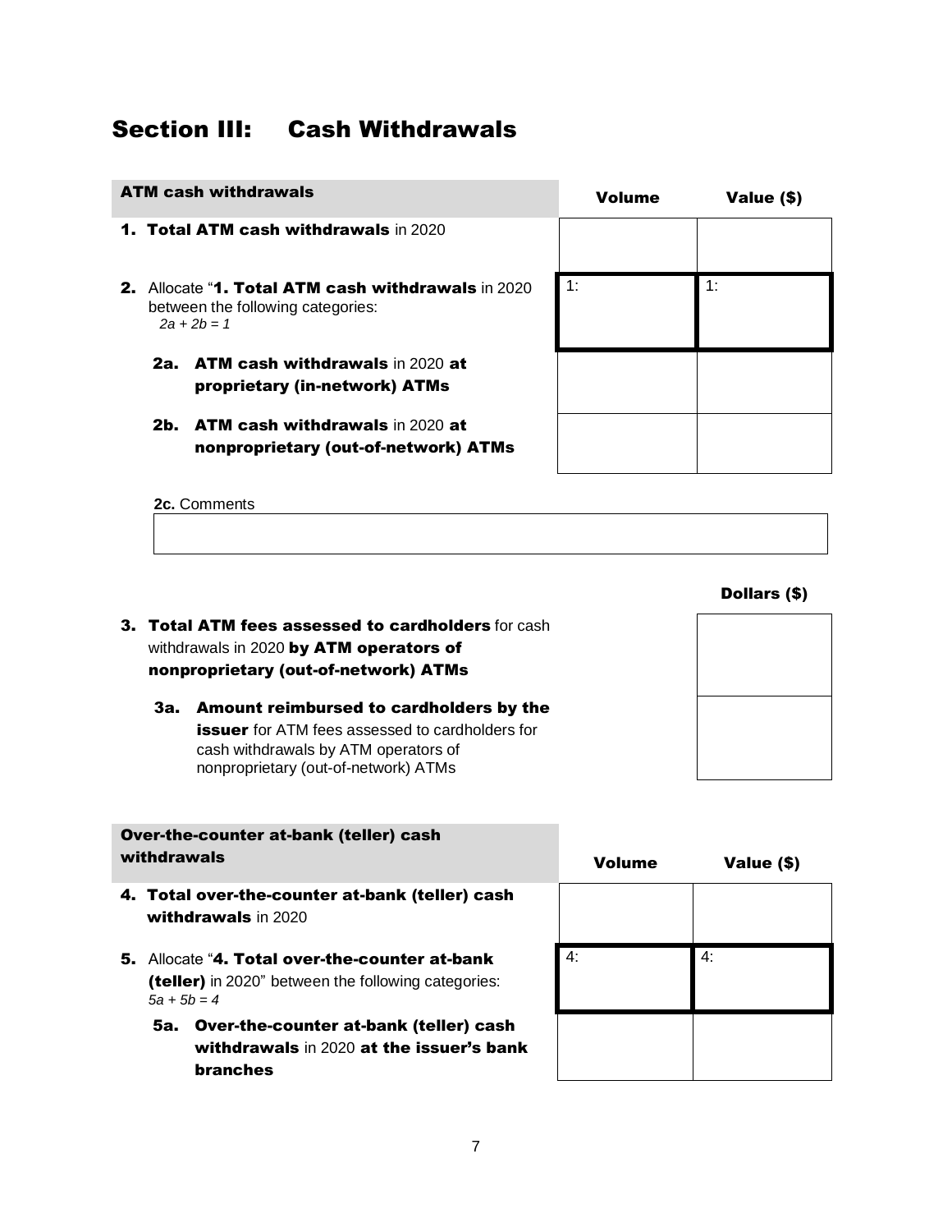## Section III: Cash Withdrawals

| **ATM cash withdrawals** | **Volume** | **Value ($)** |
|---|---|---|
| **1. Total ATM cash withdrawals** in 2020 | | |
| **2.** Allocate "**1. Total ATM cash withdrawals** in 2020 between the following categories: *2a + 2b = 1* | 1: | 1: |
| **2a. ATM cash withdrawals** in 2020 **at proprietary (in-network) ATMs** | | |
| **2b. ATM cash withdrawals** in 2020 **at nonproprietary (out-of-network) ATMs** | | |

**2c.** Comments

| |
|---|
| |

| | **Dollars ($)** |
|---|---|
| **3. Total ATM fees assessed to cardholders** for cash withdrawals in 2020 **by ATM operators of nonproprietary (out-of-network) ATMs** | |
| **3a. Amount reimbursed to cardholders by the issuer** for ATM fees assessed to cardholders for cash withdrawals by ATM operators of nonproprietary (out-of-network) ATMs | |

| **Over-the-counter at-bank (teller) cash withdrawals** | **Volume** | **Value ($)** |
|---|---|---|
| **4. Total over-the-counter at-bank (teller) cash withdrawals** in 2020 | | |
| **5.** Allocate "**4. Total over-the-counter at-bank (teller)** in 2020" between the following categories: *5a + 5b = 4* | 4: | 4: |
| **5a. Over-the-counter at-bank (teller) cash withdrawals** in 2020 **at the issuer's bank branches** | | |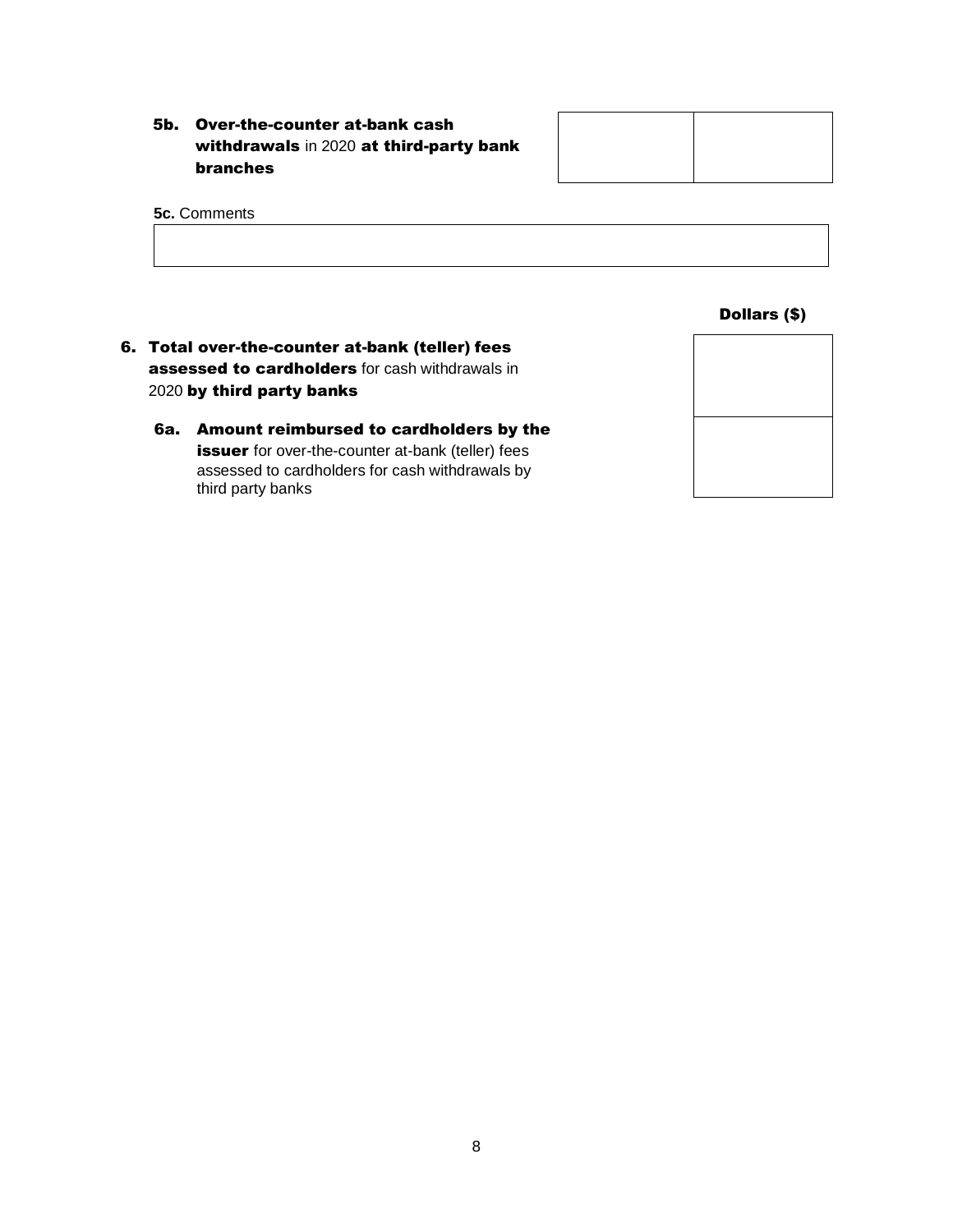**5b. Over-the-counter at-bank cash withdrawals** in 2020 **at third-party bank branches**

| | | |
|---|---|---|
| **5b.** Over-the-counter at-bank cash withdrawals in 2020 at third-party bank branches | | |

**5c.** Comments

| |
|---|
| |

| | **Dollars ($)** |
|---|---|
| **6. Total over-the-counter at-bank (teller) fees assessed to cardholders** for cash withdrawals in 2020 **by third party banks** | |
| **6a. Amount reimbursed to cardholders by the issuer** for over-the-counter at-bank (teller) fees assessed to cardholders for cash withdrawals by third party banks | |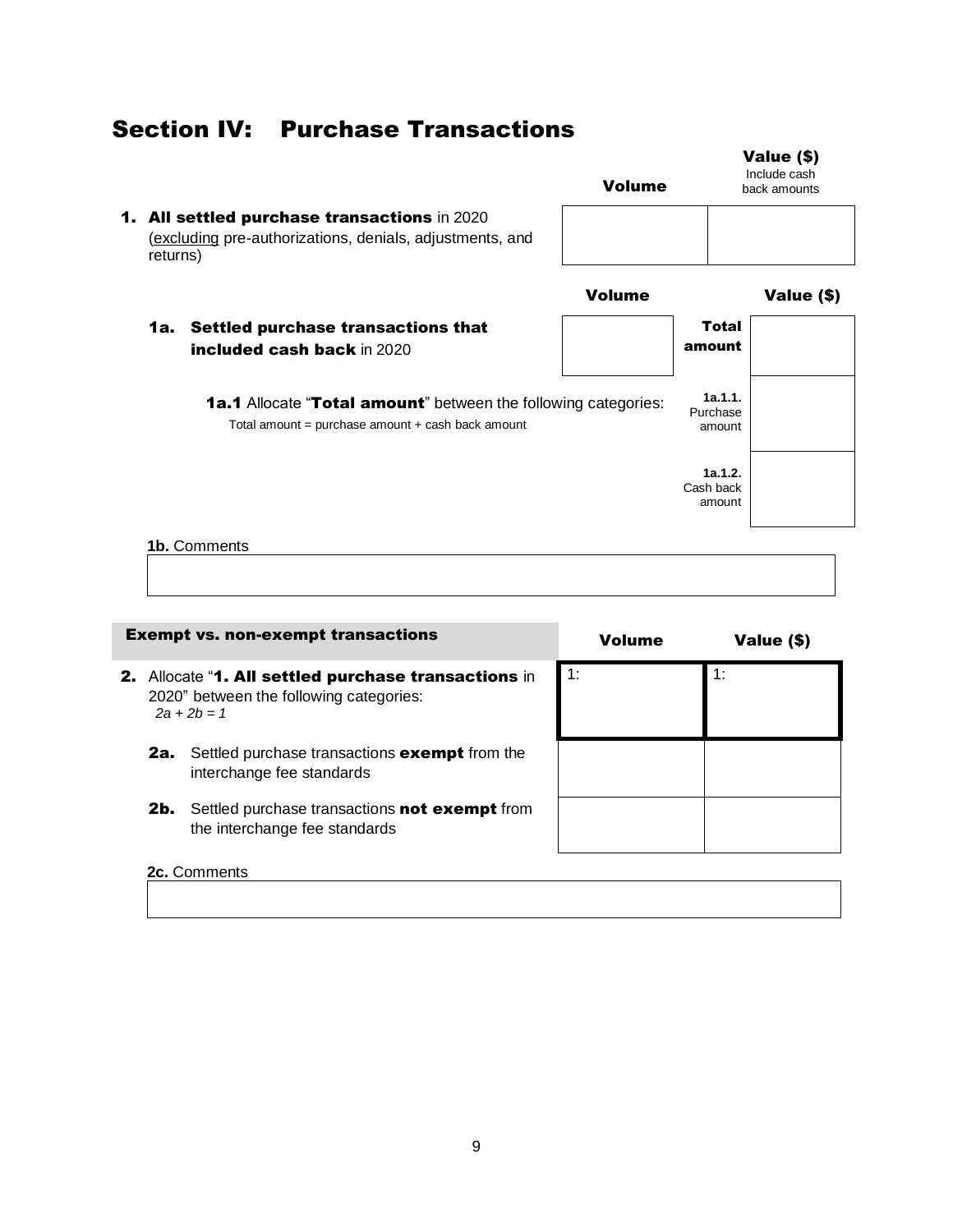## Section IV: Purchase Transactions

| | Volume | Value ($) Include cash back amounts |
|---|---|---|
| **1. All settled purchase transactions** in 2020 (excluding pre-authorizations, denials, adjustments, and returns) | | |

| | Volume | | Value ($) |
|---|---|---|---|
| **1a. Settled purchase transactions that included cash back** in 2020 | | **Total amount** | |
| **1a.1** Allocate "**Total amount**" between the following categories: Total amount = purchase amount + cash back amount | | **1a.1.1.** Purchase amount | |
| | | **1a.1.2.** Cash back amount | |

**1b.** Comments

| |
|---|
| |

| **Exempt vs. non-exempt transactions** | Volume | Value ($) |
|---|---|---|
| **2.** Allocate "**1. All settled purchase transactions** in 2020" between the following categories: *2a + 2b = 1* | 1: | 1: |
| **2a.** Settled purchase transactions **exempt** from the interchange fee standards | | |
| **2b.** Settled purchase transactions **not exempt** from the interchange fee standards | | |

**2c.** Comments

| |
|---|
| |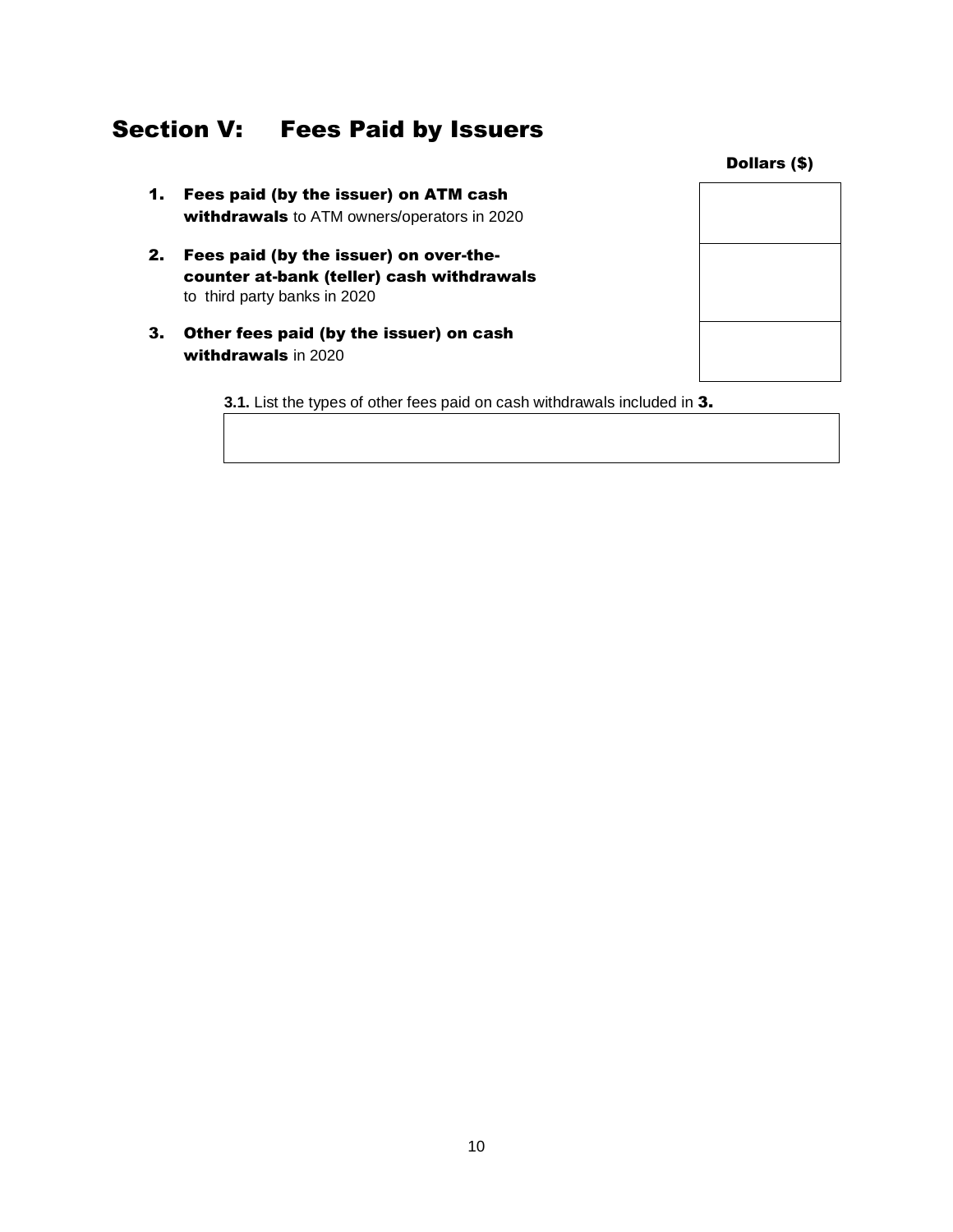# Section V: Fees Paid by Issuers

| | Dollars ($) |
|---|---|
| 1. **Fees paid (by the issuer) on ATM cash withdrawals** to ATM owners/operators in 2020 | |
| 2. **Fees paid (by the issuer) on over-the-counter at-bank (teller) cash withdrawals** to third party banks in 2020 | |
| 3. **Other fees paid (by the issuer) on cash withdrawals** in 2020 | |

**3.1.** List the types of other fees paid on cash withdrawals included in **3.**

| |
|---|
| |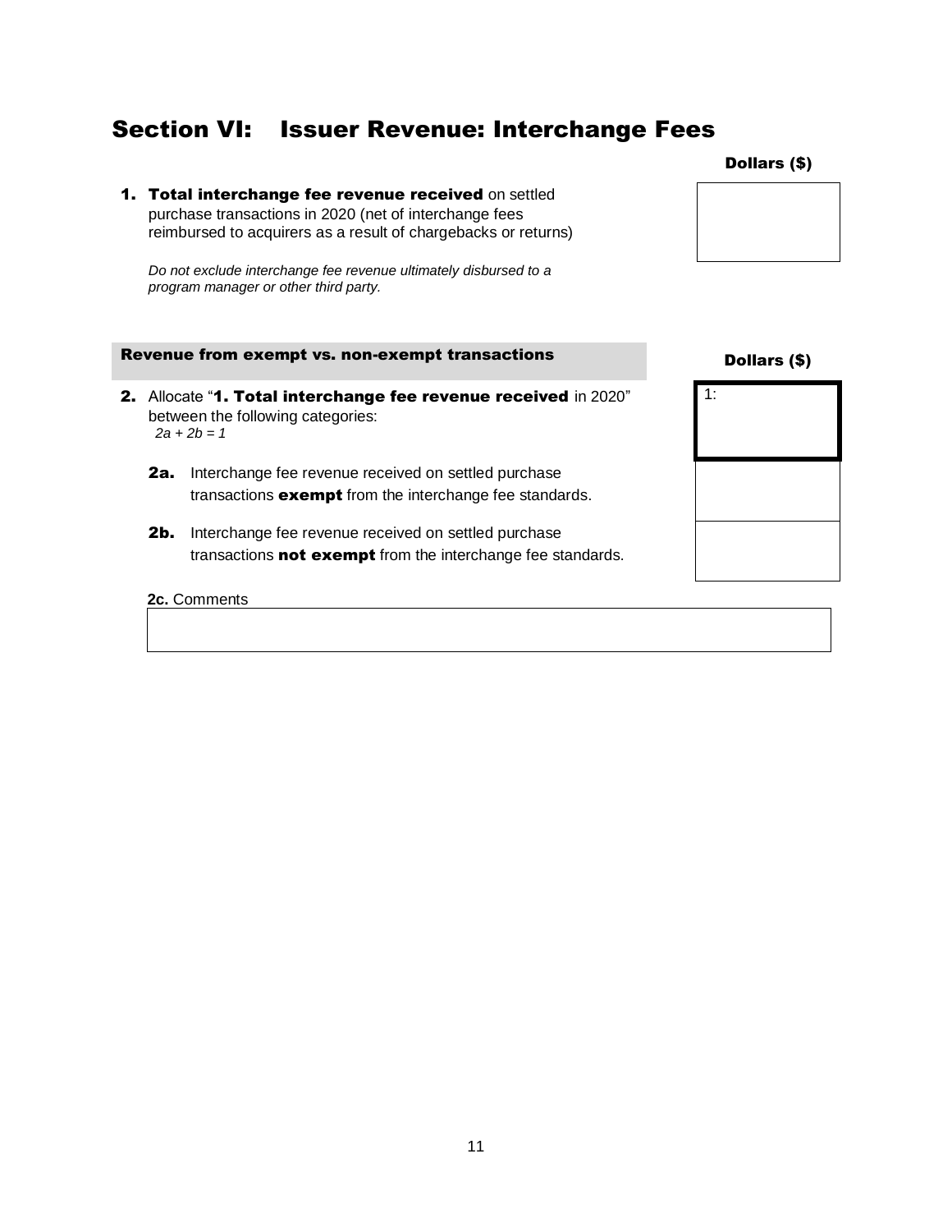# Section VI: Issuer Revenue: Interchange Fees

| | Dollars ($) |
|---|---|
| **1. Total interchange fee revenue received** on settled purchase transactions in 2020 (net of interchange fees reimbursed to acquirers as a result of chargebacks or returns)<br><br>*Do not exclude interchange fee revenue ultimately disbursed to a program manager or other third party.* | |

| **Revenue from exempt vs. non-exempt transactions** | Dollars ($) |
|---|---|
| **2.** Allocate "**1. Total interchange fee revenue received** in 2020" between the following categories:<br>*2a + 2b = 1* | 1: |
| **2a.** Interchange fee revenue received on settled purchase transactions **exempt** from the interchange fee standards. | |
| **2b.** Interchange fee revenue received on settled purchase transactions **not exempt** from the interchange fee standards. | |

**2c.** Comments

| |
|---|
| |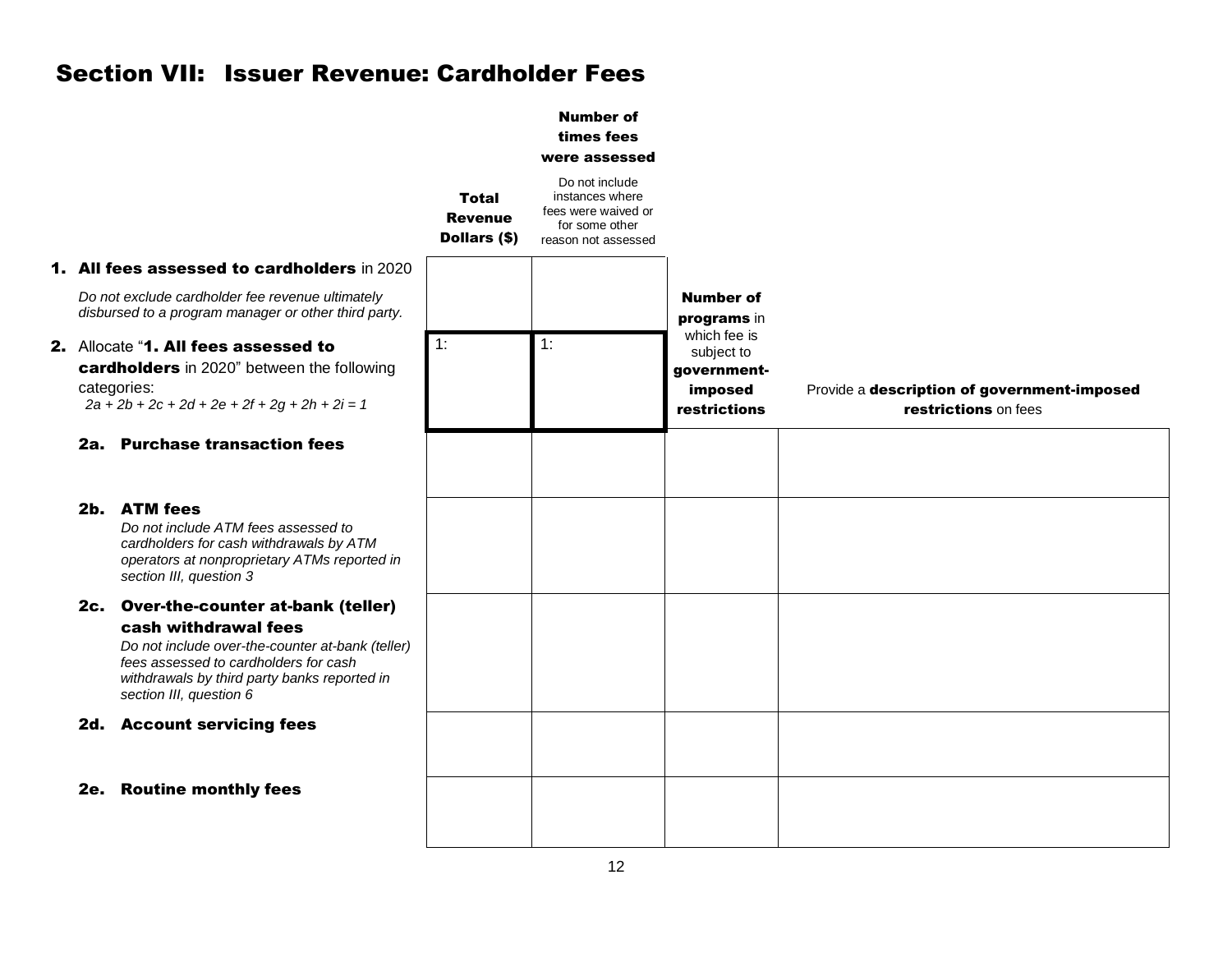# Section VII: Issuer Revenue: Cardholder Fees

| | Total Revenue Dollars ($) | Number of times fees were assessed<br>Do not include instances where fees were waived or for some other reason not assessed | Number of programs in which fee is subject to government-imposed restrictions | Provide a description of government-imposed restrictions on fees |
|---|---|---|---|---|
| **1. All fees assessed to cardholders** in 2020<br>*Do not exclude cardholder fee revenue ultimately disbursed to a program manager or other third party.* | | | | |
| **2.** Allocate "**1. All fees assessed to cardholders** in 2020" between the following categories:<br>*2a + 2b + 2c + 2d + 2e + 2f + 2g + 2h + 2i = 1* | 1: | 1: | | |
| **2a. Purchase transaction fees** | | | | |
| **2b. ATM fees**<br>*Do not include ATM fees assessed to cardholders for cash withdrawals by ATM operators at nonproprietary ATMs reported in section III, question 3* | | | | |
| **2c. Over-the-counter at-bank (teller) cash withdrawal fees**<br>*Do not include over-the-counter at-bank (teller) fees assessed to cardholders for cash withdrawals by third party banks reported in section III, question 6* | | | | |
| **2d. Account servicing fees** | | | | |
| **2e. Routine monthly fees** | | | | |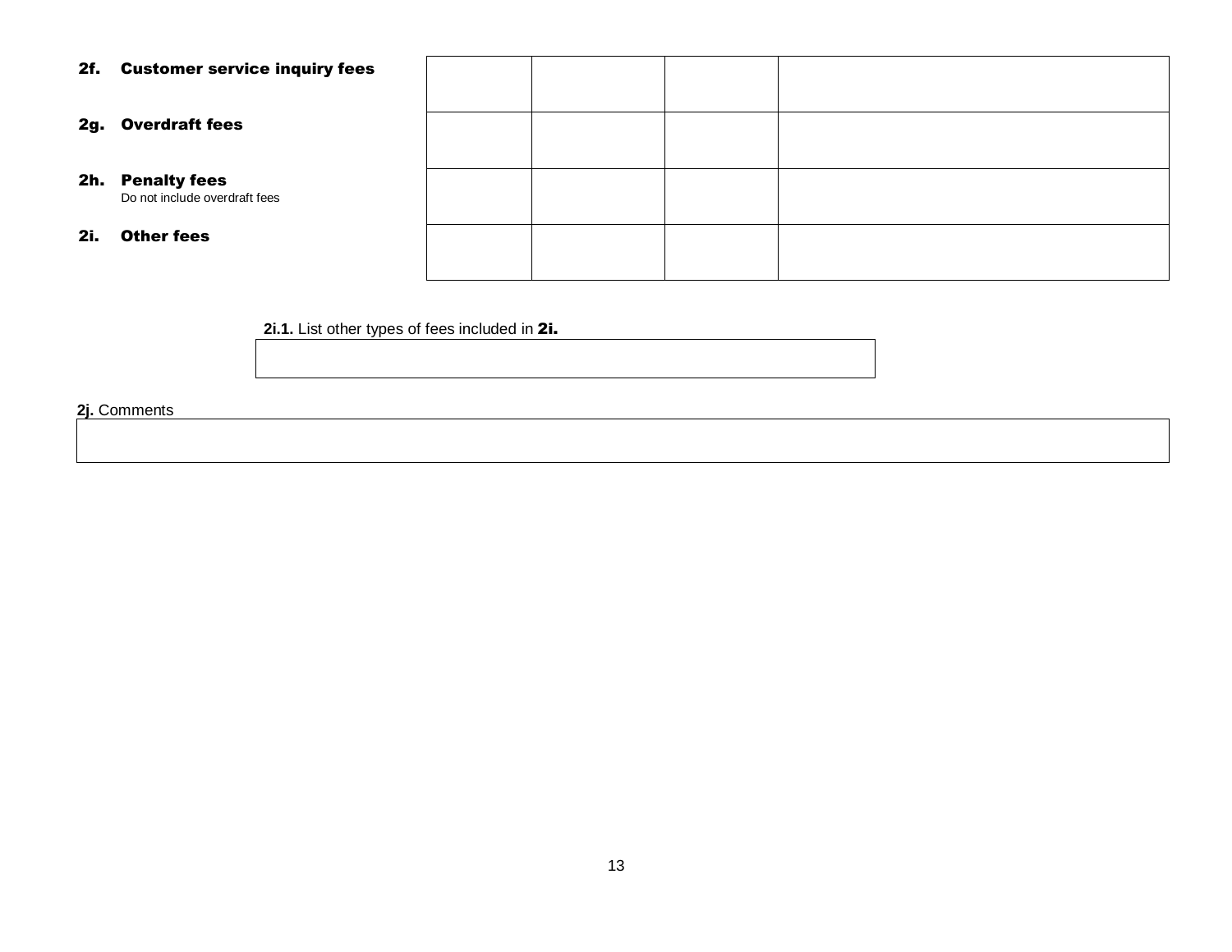| | | | | |
|---|---|---|---|---|
| **2f. Customer service inquiry fees** | | | | |
| **2g. Overdraft fees** | | | | |
| **2h. Penalty fees**<br>Do not include overdraft fees | | | | |
| **2i. Other fees** | | | | |

**2i.1.** List other types of fees included in **2i.**

| |
|---|
| |

**2j.** Comments

| |
|---|
| |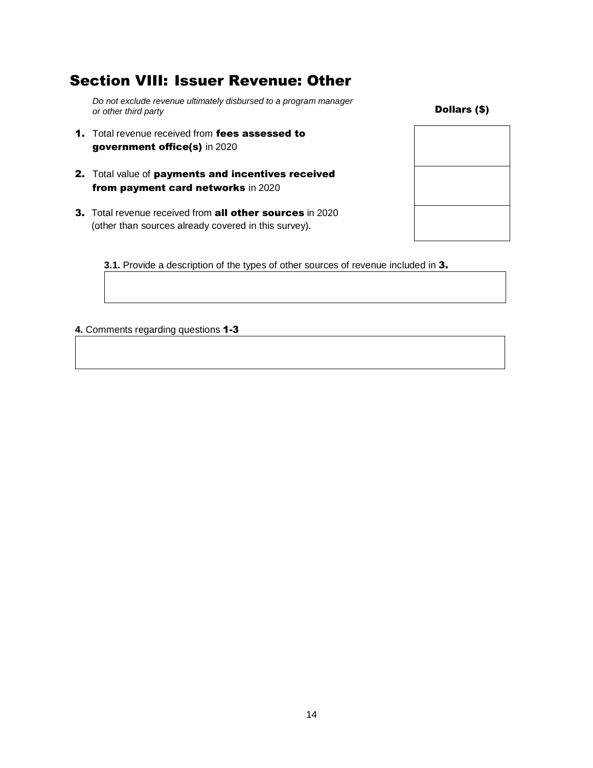## Section VIII: Issuer Revenue: Other

*Do not exclude revenue ultimately disbursed to a program manager or other third party*

| | Dollars ($) |
|---|---|
| **1.** Total revenue received from **fees assessed to government office(s)** in 2020 | |
| **2.** Total value of **payments and incentives received from payment card networks** in 2020 | |
| **3.** Total revenue received from **all other sources** in 2020 (other than sources already covered in this survey). | |

**3.1.** Provide a description of the types of other sources of revenue included in **3.**

**4.** Comments regarding questions **1-3**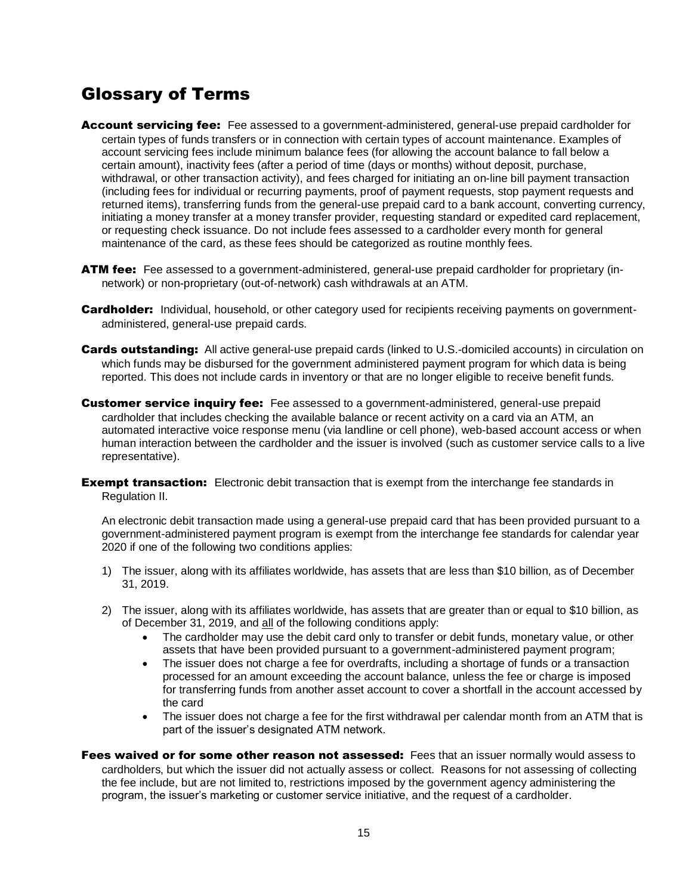## Glossary of Terms

**Account servicing fee:** Fee assessed to a government-administered, general-use prepaid cardholder for certain types of funds transfers or in connection with certain types of account maintenance. Examples of account servicing fees include minimum balance fees (for allowing the account balance to fall below a certain amount), inactivity fees (after a period of time (days or months) without deposit, purchase, withdrawal, or other transaction activity), and fees charged for initiating an on-line bill payment transaction (including fees for individual or recurring payments, proof of payment requests, stop payment requests and returned items), transferring funds from the general-use prepaid card to a bank account, converting currency, initiating a money transfer at a money transfer provider, requesting standard or expedited card replacement, or requesting check issuance. Do not include fees assessed to a cardholder every month for general maintenance of the card, as these fees should be categorized as routine monthly fees.

**ATM fee:** Fee assessed to a government-administered, general-use prepaid cardholder for proprietary (in-network) or non-proprietary (out-of-network) cash withdrawals at an ATM.

**Cardholder:** Individual, household, or other category used for recipients receiving payments on government-administered, general-use prepaid cards.

**Cards outstanding:** All active general-use prepaid cards (linked to U.S.-domiciled accounts) in circulation on which funds may be disbursed for the government administered payment program for which data is being reported. This does not include cards in inventory or that are no longer eligible to receive benefit funds.

**Customer service inquiry fee:** Fee assessed to a government-administered, general-use prepaid cardholder that includes checking the available balance or recent activity on a card via an ATM, an automated interactive voice response menu (via landline or cell phone), web-based account access or when human interaction between the cardholder and the issuer is involved (such as customer service calls to a live representative).

**Exempt transaction:** Electronic debit transaction that is exempt from the interchange fee standards in Regulation II.

An electronic debit transaction made using a general-use prepaid card that has been provided pursuant to a government-administered payment program is exempt from the interchange fee standards for calendar year 2020 if one of the following two conditions applies:

1) The issuer, along with its affiliates worldwide, has assets that are less than $10 billion, as of December 31, 2019.

2) The issuer, along with its affiliates worldwide, has assets that are greater than or equal to $10 billion, as of December 31, 2019, and all of the following conditions apply:
   - The cardholder may use the debit card only to transfer or debit funds, monetary value, or other assets that have been provided pursuant to a government-administered payment program;
   - The issuer does not charge a fee for overdrafts, including a shortage of funds or a transaction processed for an amount exceeding the account balance, unless the fee or charge is imposed for transferring funds from another asset account to cover a shortfall in the account accessed by the card
   - The issuer does not charge a fee for the first withdrawal per calendar month from an ATM that is part of the issuer's designated ATM network.

**Fees waived or for some other reason not assessed:** Fees that an issuer normally would assess to cardholders, but which the issuer did not actually assess or collect. Reasons for not assessing of collecting the fee include, but are not limited to, restrictions imposed by the government agency administering the program, the issuer's marketing or customer service initiative, and the request of a cardholder.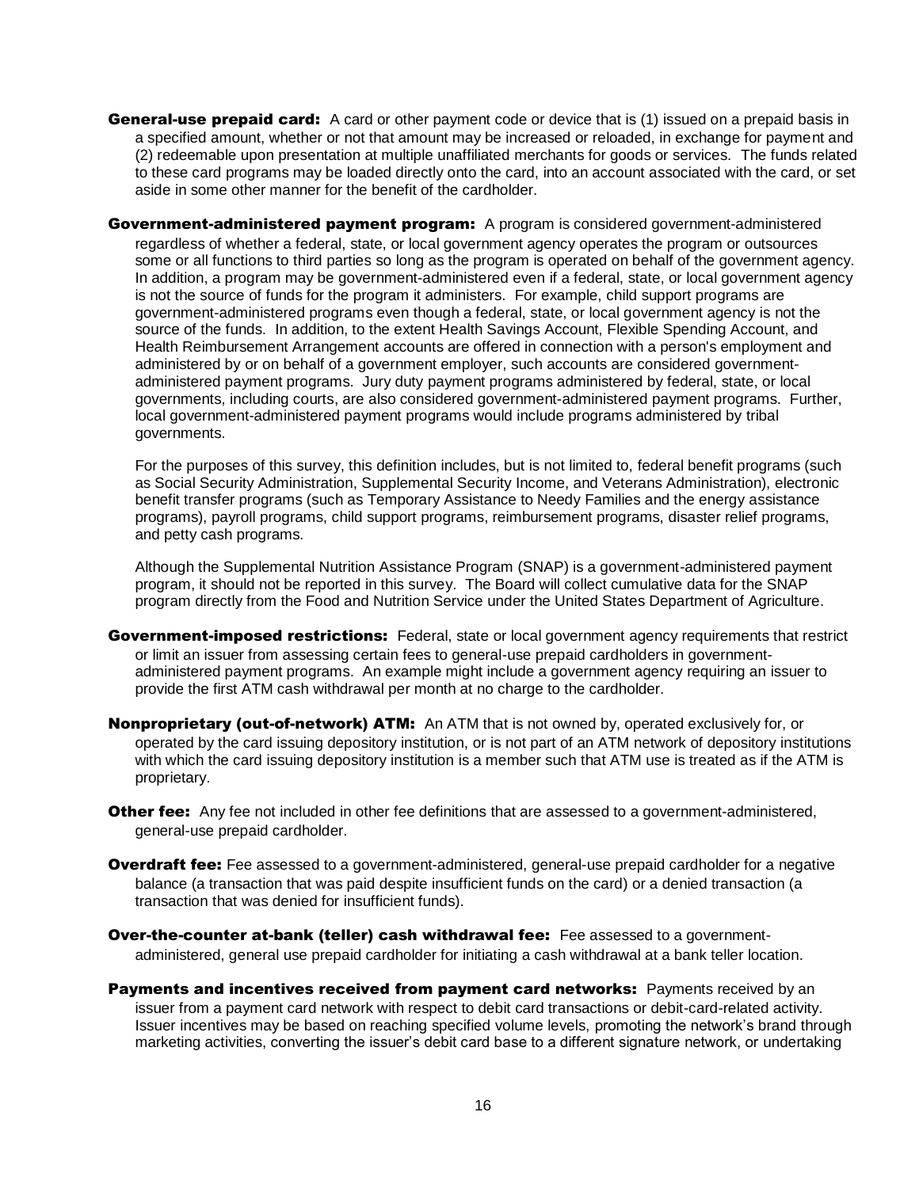**General-use prepaid card:** A card or other payment code or device that is (1) issued on a prepaid basis in a specified amount, whether or not that amount may be increased or reloaded, in exchange for payment and (2) redeemable upon presentation at multiple unaffiliated merchants for goods or services. The funds related to these card programs may be loaded directly onto the card, into an account associated with the card, or set aside in some other manner for the benefit of the cardholder.

**Government-administered payment program:** A program is considered government-administered regardless of whether a federal, state, or local government agency operates the program or outsources some or all functions to third parties so long as the program is operated on behalf of the government agency. In addition, a program may be government-administered even if a federal, state, or local government agency is not the source of funds for the program it administers. For example, child support programs are government-administered programs even though a federal, state, or local government agency is not the source of the funds. In addition, to the extent Health Savings Account, Flexible Spending Account, and Health Reimbursement Arrangement accounts are offered in connection with a person's employment and administered by or on behalf of a government employer, such accounts are considered government-administered payment programs. Jury duty payment programs administered by federal, state, or local governments, including courts, are also considered government-administered payment programs. Further, local government-administered payment programs would include programs administered by tribal governments.

For the purposes of this survey, this definition includes, but is not limited to, federal benefit programs (such as Social Security Administration, Supplemental Security Income, and Veterans Administration), electronic benefit transfer programs (such as Temporary Assistance to Needy Families and the energy assistance programs), payroll programs, child support programs, reimbursement programs, disaster relief programs, and petty cash programs.

Although the Supplemental Nutrition Assistance Program (SNAP) is a government-administered payment program, it should not be reported in this survey. The Board will collect cumulative data for the SNAP program directly from the Food and Nutrition Service under the United States Department of Agriculture.

**Government-imposed restrictions:** Federal, state or local government agency requirements that restrict or limit an issuer from assessing certain fees to general-use prepaid cardholders in government-administered payment programs. An example might include a government agency requiring an issuer to provide the first ATM cash withdrawal per month at no charge to the cardholder.

**Nonproprietary (out-of-network) ATM:** An ATM that is not owned by, operated exclusively for, or operated by the card issuing depository institution, or is not part of an ATM network of depository institutions with which the card issuing depository institution is a member such that ATM use is treated as if the ATM is proprietary.

**Other fee:** Any fee not included in other fee definitions that are assessed to a government-administered, general-use prepaid cardholder.

**Overdraft fee:** Fee assessed to a government-administered, general-use prepaid cardholder for a negative balance (a transaction that was paid despite insufficient funds on the card) or a denied transaction (a transaction that was denied for insufficient funds).

**Over-the-counter at-bank (teller) cash withdrawal fee:** Fee assessed to a government-administered, general use prepaid cardholder for initiating a cash withdrawal at a bank teller location.

**Payments and incentives received from payment card networks:** Payments received by an issuer from a payment card network with respect to debit card transactions or debit-card-related activity. Issuer incentives may be based on reaching specified volume levels, promoting the network's brand through marketing activities, converting the issuer's debit card base to a different signature network, or undertaking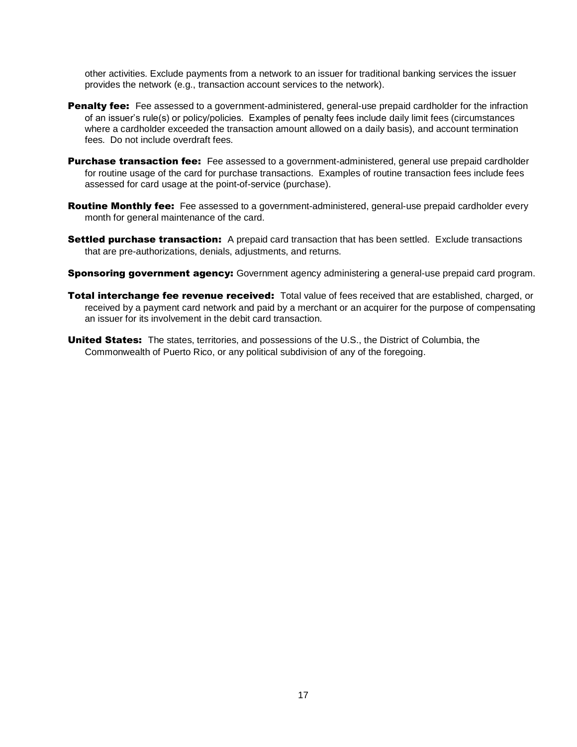other activities. Exclude payments from a network to an issuer for traditional banking services the issuer provides the network (e.g., transaction account services to the network).

**Penalty fee:** Fee assessed to a government-administered, general-use prepaid cardholder for the infraction of an issuer's rule(s) or policy/policies. Examples of penalty fees include daily limit fees (circumstances where a cardholder exceeded the transaction amount allowed on a daily basis), and account termination fees. Do not include overdraft fees.

**Purchase transaction fee:** Fee assessed to a government-administered, general use prepaid cardholder for routine usage of the card for purchase transactions. Examples of routine transaction fees include fees assessed for card usage at the point-of-service (purchase).

**Routine Monthly fee:** Fee assessed to a government-administered, general-use prepaid cardholder every month for general maintenance of the card.

**Settled purchase transaction:** A prepaid card transaction that has been settled. Exclude transactions that are pre-authorizations, denials, adjustments, and returns.

**Sponsoring government agency:** Government agency administering a general-use prepaid card program.

**Total interchange fee revenue received:** Total value of fees received that are established, charged, or received by a payment card network and paid by a merchant or an acquirer for the purpose of compensating an issuer for its involvement in the debit card transaction.

**United States:** The states, territories, and possessions of the U.S., the District of Columbia, the Commonwealth of Puerto Rico, or any political subdivision of any of the foregoing.